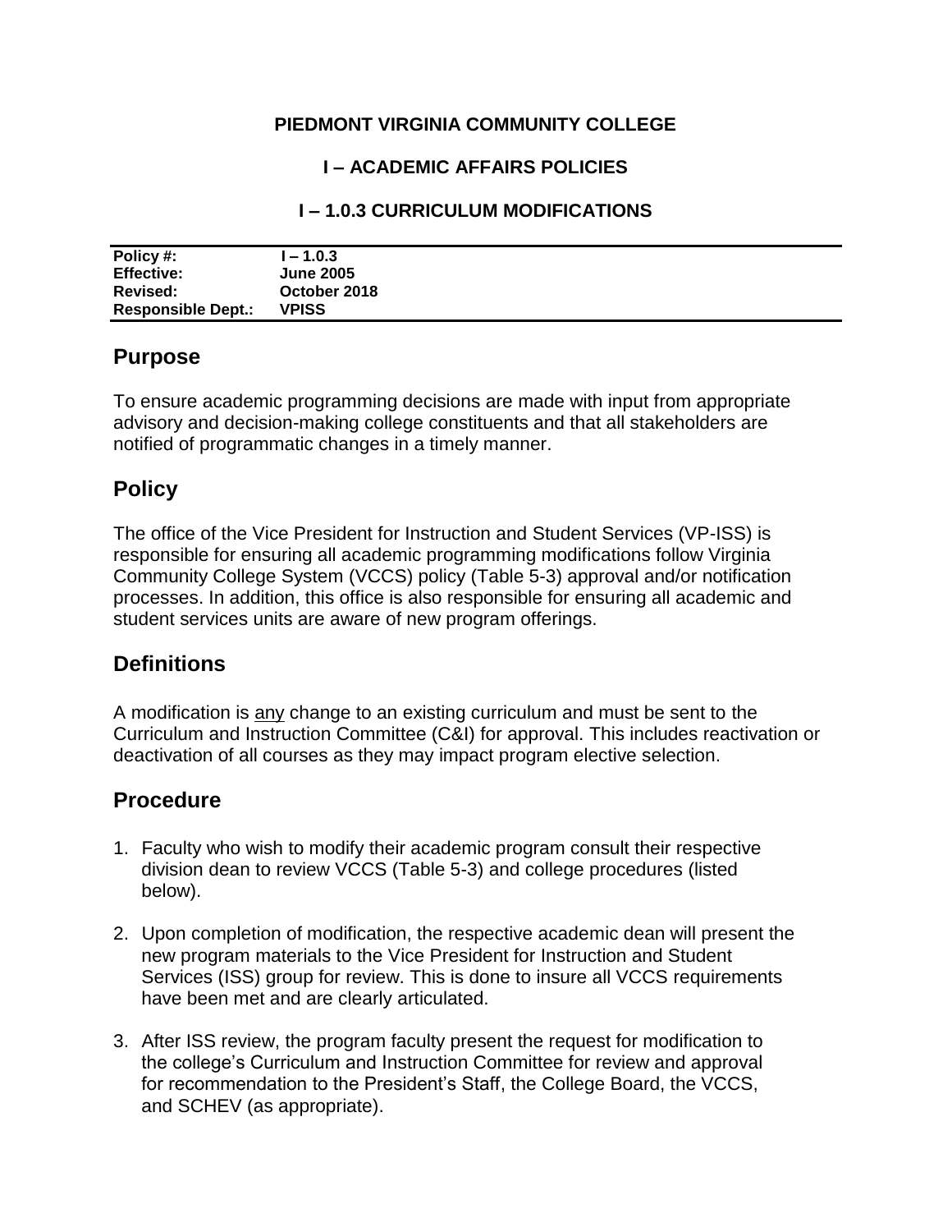**PIEDMONT VIRGINIA COMMUNITY COLLEGE**

**I – ACADEMIC AFFAIRS POLICIES**

**I – 1.0.3 CURRICULUM MODIFICATIONS**

| | |
|---|---|
| **Policy #:** | **I – 1.0.3** |
| **Effective:** | **June 2005** |
| **Revised:** | **October 2018** |
| **Responsible Dept.:** | **VPISS** |

## Purpose

To ensure academic programming decisions are made with input from appropriate advisory and decision-making college constituents and that all stakeholders are notified of programmatic changes in a timely manner.

## Policy

The office of the Vice President for Instruction and Student Services (VP-ISS) is responsible for ensuring all academic programming modifications follow Virginia Community College System (VCCS) policy (Table 5-3) approval and/or notification processes. In addition, this office is also responsible for ensuring all academic and student services units are aware of new program offerings.

## Definitions

A modification is <u>any</u> change to an existing curriculum and must be sent to the Curriculum and Instruction Committee (C&I) for approval. This includes reactivation or deactivation of all courses as they may impact program elective selection.

## Procedure

1. Faculty who wish to modify their academic program consult their respective division dean to review VCCS (Table 5-3) and college procedures (listed below).

2. Upon completion of modification, the respective academic dean will present the new program materials to the Vice President for Instruction and Student Services (ISS) group for review. This is done to insure all VCCS requirements have been met and are clearly articulated.

3. After ISS review, the program faculty present the request for modification to the college's Curriculum and Instruction Committee for review and approval for recommendation to the President's Staff, the College Board, the VCCS, and SCHEV (as appropriate).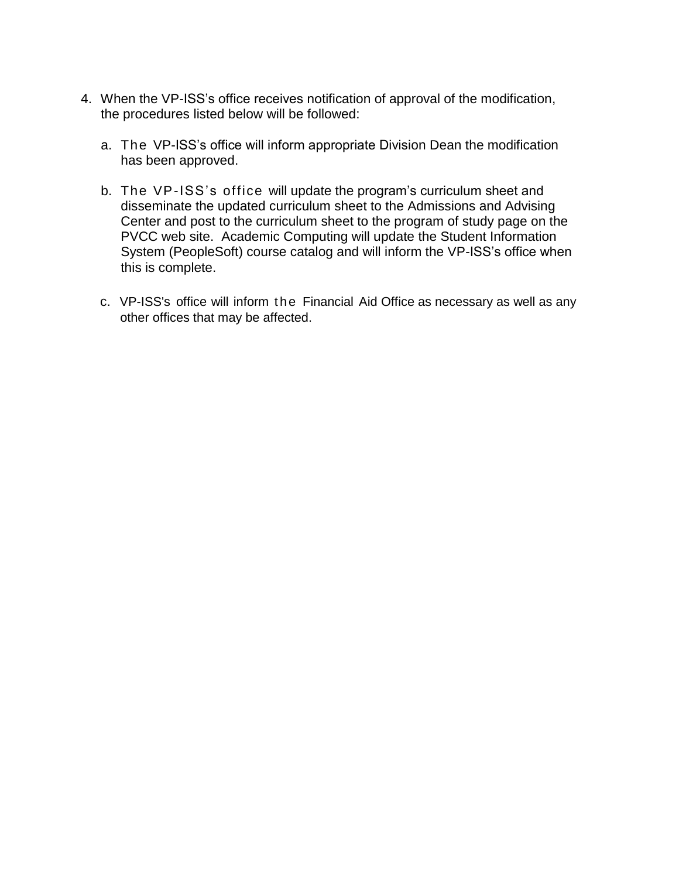4. When the VP-ISS's office receives notification of approval of the modification, the procedures listed below will be followed:

   a. The VP-ISS's office will inform appropriate Division Dean the modification has been approved.

   b. The VP-ISS's office will update the program's curriculum sheet and disseminate the updated curriculum sheet to the Admissions and Advising Center and post to the curriculum sheet to the program of study page on the PVCC web site. Academic Computing will update the Student Information System (PeopleSoft) course catalog and will inform the VP-ISS's office when this is complete.

   c. VP-ISS's office will inform the Financial Aid Office as necessary as well as any other offices that may be affected.